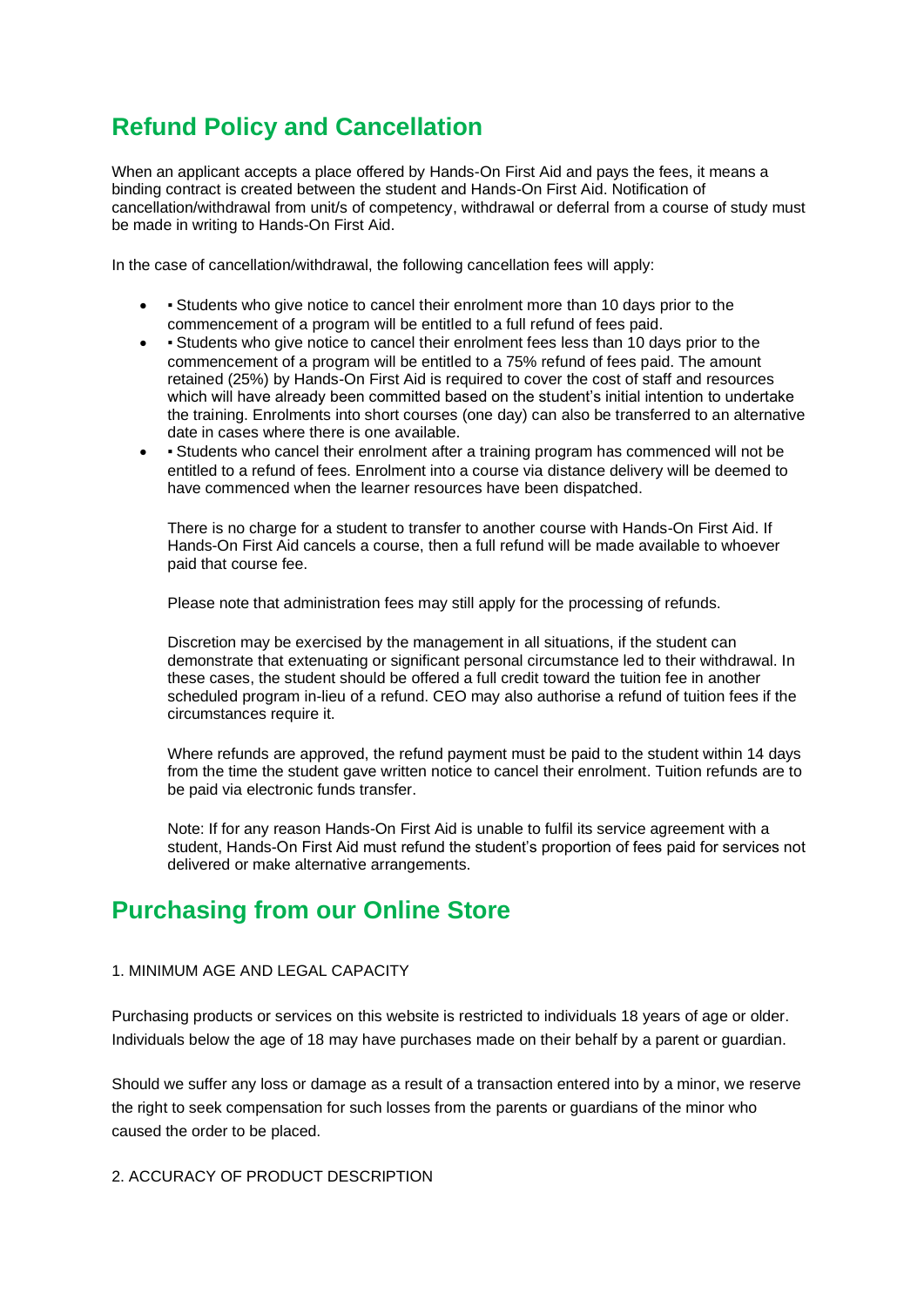## Refund Policy and Cancellation

When an applicant accepts a place offered by Hands-On First Aid and pays the fees, it means a binding contract is created between the student and Hands-On First Aid. Notification of cancellation/withdrawal from unit/s of competency, withdrawal or deferral from a course of study must be made in writing to Hands-On First Aid.

In the case of cancellation/withdrawal, the following cancellation fees will apply:

- ▪ Students who give notice to cancel their enrolment more than 10 days prior to the commencement of a program will be entitled to a full refund of fees paid.
- ▪ Students who give notice to cancel their enrolment fees less than 10 days prior to the commencement of a program will be entitled to a 75% refund of fees paid. The amount retained (25%) by Hands-On First Aid is required to cover the cost of staff and resources which will have already been committed based on the student's initial intention to undertake the training. Enrolments into short courses (one day) can also be transferred to an alternative date in cases where there is one available.
- ▪ Students who cancel their enrolment after a training program has commenced will not be entitled to a refund of fees. Enrolment into a course via distance delivery will be deemed to have commenced when the learner resources have been dispatched.

  There is no charge for a student to transfer to another course with Hands-On First Aid. If Hands-On First Aid cancels a course, then a full refund will be made available to whoever paid that course fee.

  Please note that administration fees may still apply for the processing of refunds.

  Discretion may be exercised by the management in all situations, if the student can demonstrate that extenuating or significant personal circumstance led to their withdrawal. In these cases, the student should be offered a full credit toward the tuition fee in another scheduled program in-lieu of a refund. CEO may also authorise a refund of tuition fees if the circumstances require it.

  Where refunds are approved, the refund payment must be paid to the student within 14 days from the time the student gave written notice to cancel their enrolment. Tuition refunds are to be paid via electronic funds transfer.

  Note: If for any reason Hands-On First Aid is unable to fulfil its service agreement with a student, Hands-On First Aid must refund the student's proportion of fees paid for services not delivered or make alternative arrangements.

## Purchasing from our Online Store

1. MINIMUM AGE AND LEGAL CAPACITY

Purchasing products or services on this website is restricted to individuals 18 years of age or older. Individuals below the age of 18 may have purchases made on their behalf by a parent or guardian.

Should we suffer any loss or damage as a result of a transaction entered into by a minor, we reserve the right to seek compensation for such losses from the parents or guardians of the minor who caused the order to be placed.

2. ACCURACY OF PRODUCT DESCRIPTION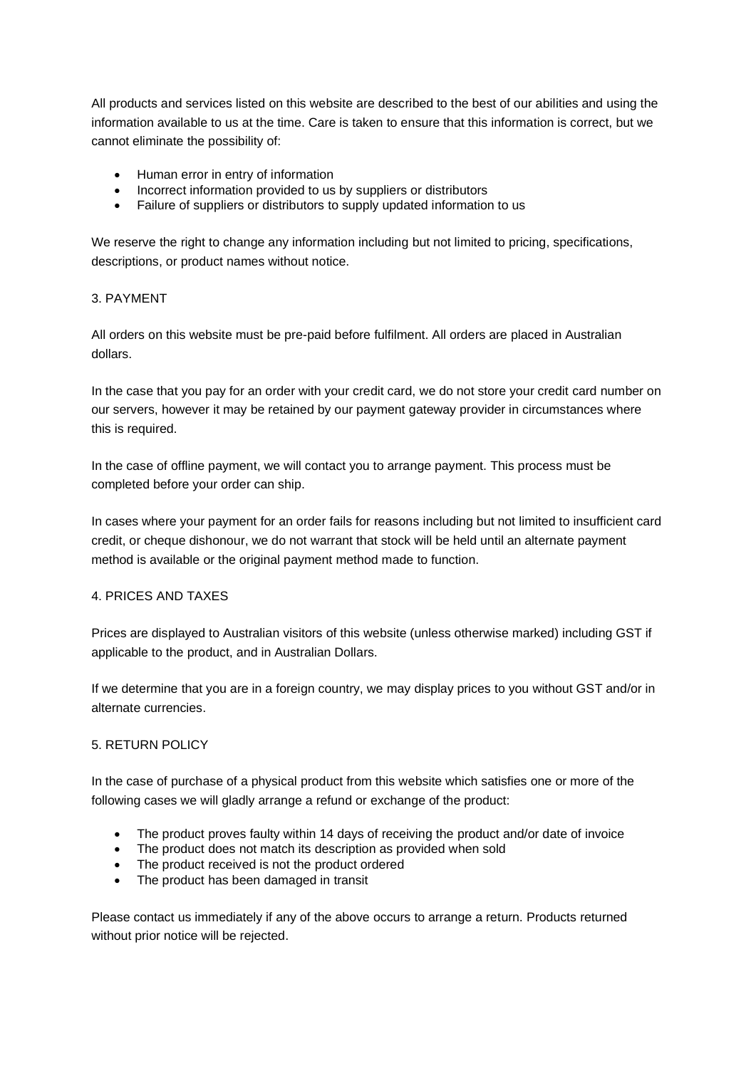All products and services listed on this website are described to the best of our abilities and using the information available to us at the time. Care is taken to ensure that this information is correct, but we cannot eliminate the possibility of:

- Human error in entry of information
- Incorrect information provided to us by suppliers or distributors
- Failure of suppliers or distributors to supply updated information to us

We reserve the right to change any information including but not limited to pricing, specifications, descriptions, or product names without notice.

## 3. PAYMENT

All orders on this website must be pre-paid before fulfilment. All orders are placed in Australian dollars.

In the case that you pay for an order with your credit card, we do not store your credit card number on our servers, however it may be retained by our payment gateway provider in circumstances where this is required.

In the case of offline payment, we will contact you to arrange payment. This process must be completed before your order can ship.

In cases where your payment for an order fails for reasons including but not limited to insufficient card credit, or cheque dishonour, we do not warrant that stock will be held until an alternate payment method is available or the original payment method made to function.

## 4. PRICES AND TAXES

Prices are displayed to Australian visitors of this website (unless otherwise marked) including GST if applicable to the product, and in Australian Dollars.

If we determine that you are in a foreign country, we may display prices to you without GST and/or in alternate currencies.

## 5. RETURN POLICY

In the case of purchase of a physical product from this website which satisfies one or more of the following cases we will gladly arrange a refund or exchange of the product:

- The product proves faulty within 14 days of receiving the product and/or date of invoice
- The product does not match its description as provided when sold
- The product received is not the product ordered
- The product has been damaged in transit

Please contact us immediately if any of the above occurs to arrange a return. Products returned without prior notice will be rejected.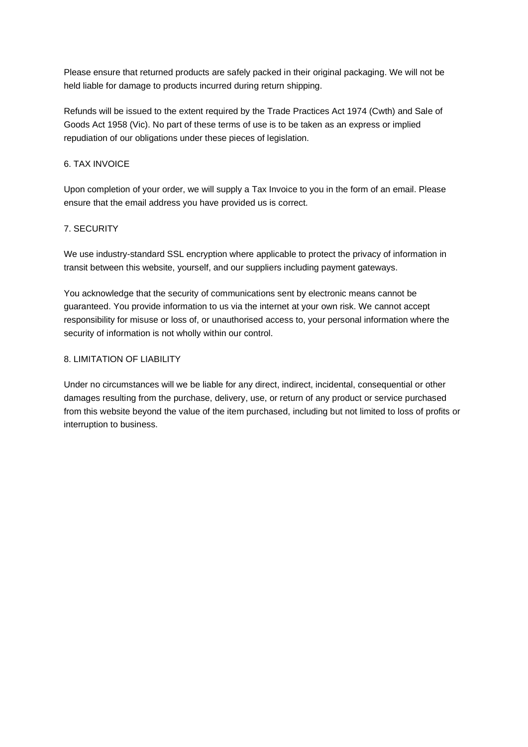Please ensure that returned products are safely packed in their original packaging. We will not be held liable for damage to products incurred during return shipping.

Refunds will be issued to the extent required by the Trade Practices Act 1974 (Cwth) and Sale of Goods Act 1958 (Vic). No part of these terms of use is to be taken as an express or implied repudiation of our obligations under these pieces of legislation.

## 6. TAX INVOICE

Upon completion of your order, we will supply a Tax Invoice to you in the form of an email. Please ensure that the email address you have provided us is correct.

## 7. SECURITY

We use industry-standard SSL encryption where applicable to protect the privacy of information in transit between this website, yourself, and our suppliers including payment gateways.

You acknowledge that the security of communications sent by electronic means cannot be guaranteed. You provide information to us via the internet at your own risk. We cannot accept responsibility for misuse or loss of, or unauthorised access to, your personal information where the security of information is not wholly within our control.

## 8. LIMITATION OF LIABILITY

Under no circumstances will we be liable for any direct, indirect, incidental, consequential or other damages resulting from the purchase, delivery, use, or return of any product or service purchased from this website beyond the value of the item purchased, including but not limited to loss of profits or interruption to business.